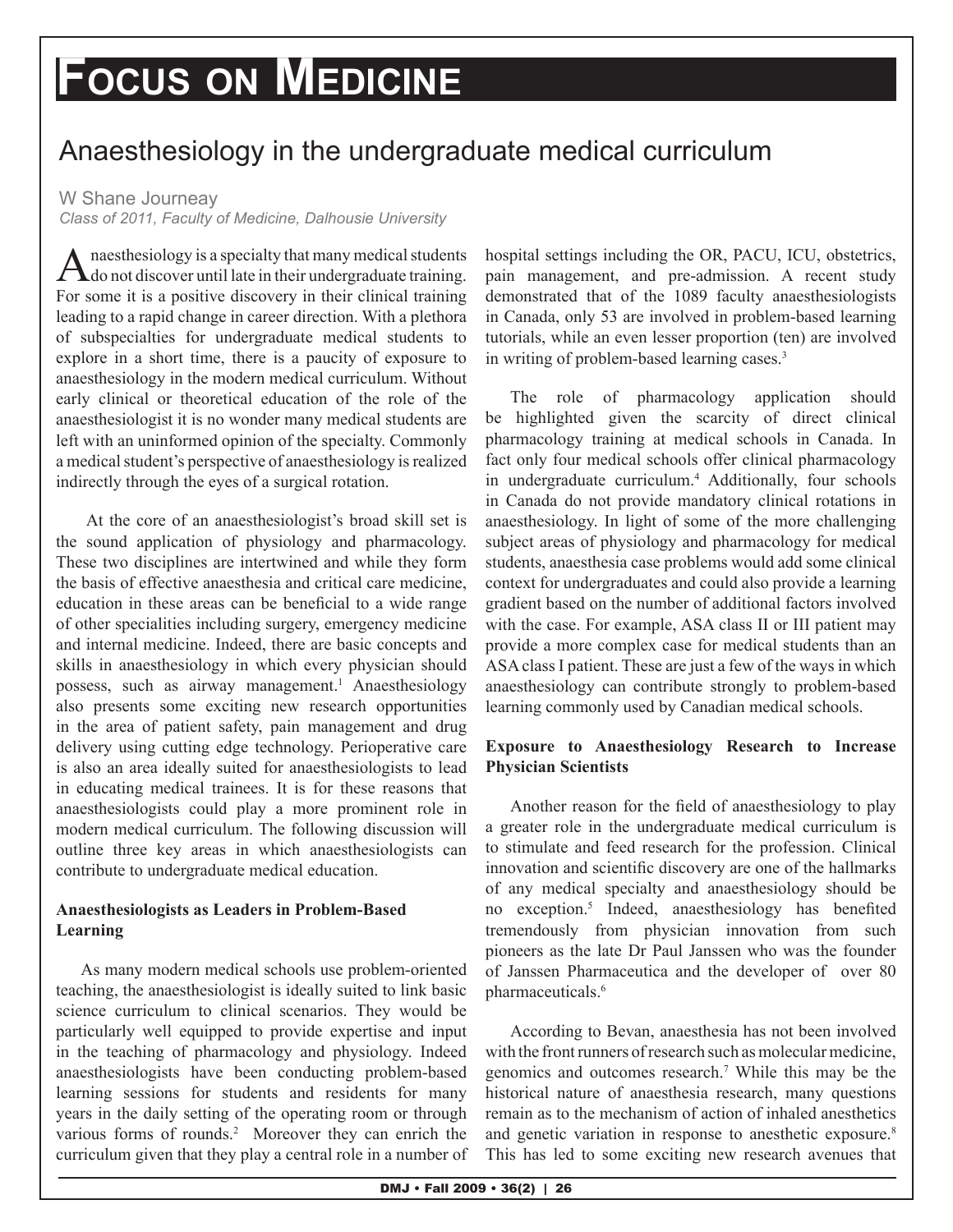# Focus on Medicine

## Anaesthesiology in the undergraduate medical curriculum

W Shane Journeay

*Class of 2011, Faculty of Medicine, Dalhousie University*

Anaesthesiology is a specialty that many medical students do not discover until late in their undergraduate training. For some it is a positive discovery in their clinical training leading to a rapid change in career direction. With a plethora of subspecialties for undergraduate medical students to explore in a short time, there is a paucity of exposure to anaesthesiology in the modern medical curriculum. Without early clinical or theoretical education of the role of the anaesthesiologist it is no wonder many medical students are left with an uninformed opinion of the specialty. Commonly a medical student's perspective of anaesthesiology is realized indirectly through the eyes of a surgical rotation.

At the core of an anaesthesiologist's broad skill set is the sound application of physiology and pharmacology. These two disciplines are intertwined and while they form the basis of effective anaesthesia and critical care medicine, education in these areas can be beneficial to a wide range of other specialities including surgery, emergency medicine and internal medicine. Indeed, there are basic concepts and skills in anaesthesiology in which every physician should possess, such as airway management.[1] Anaesthesiology also presents some exciting new research opportunities in the area of patient safety, pain management and drug delivery using cutting edge technology. Perioperative care is also an area ideally suited for anaesthesiologists to lead in educating medical trainees. It is for these reasons that anaesthesiologists could play a more prominent role in modern medical curriculum. The following discussion will outline three key areas in which anaesthesiologists can contribute to undergraduate medical education.

### Anaesthesiologists as Leaders in Problem-Based Learning

As many modern medical schools use problem-oriented teaching, the anaesthesiologist is ideally suited to link basic science curriculum to clinical scenarios. They would be particularly well equipped to provide expertise and input in the teaching of pharmacology and physiology. Indeed anaesthesiologists have been conducting problem-based learning sessions for students and residents for many years in the daily setting of the operating room or through various forms of rounds.[2] Moreover they can enrich the curriculum given that they play a central role in a number of hospital settings including the OR, PACU, ICU, obstetrics, pain management, and pre-admission. A recent study demonstrated that of the 1089 faculty anaesthesiologists in Canada, only 53 are involved in problem-based learning tutorials, while an even lesser proportion (ten) are involved in writing of problem-based learning cases.[3]

The role of pharmacology application should be highlighted given the scarcity of direct clinical pharmacology training at medical schools in Canada. In fact only four medical schools offer clinical pharmacology in undergraduate curriculum.[4] Additionally, four schools in Canada do not provide mandatory clinical rotations in anaesthesiology. In light of some of the more challenging subject areas of physiology and pharmacology for medical students, anaesthesia case problems would add some clinical context for undergraduates and could also provide a learning gradient based on the number of additional factors involved with the case. For example, ASA class II or III patient may provide a more complex case for medical students than an ASA class I patient. These are just a few of the ways in which anaesthesiology can contribute strongly to problem-based learning commonly used by Canadian medical schools.

### Exposure to Anaesthesiology Research to Increase Physician Scientists

Another reason for the field of anaesthesiology to play a greater role in the undergraduate medical curriculum is to stimulate and feed research for the profession. Clinical innovation and scientific discovery are one of the hallmarks of any medical specialty and anaesthesiology should be no exception.[5] Indeed, anaesthesiology has benefited tremendously from physician innovation from such pioneers as the late Dr Paul Janssen who was the founder of Janssen Pharmaceutica and the developer of over 80 pharmaceuticals.[6]

According to Bevan, anaesthesia has not been involved with the front runners of research such as molecular medicine, genomics and outcomes research.[7] While this may be the historical nature of anaesthesia research, many questions remain as to the mechanism of action of inhaled anesthetics and genetic variation in response to anesthetic exposure.[8] This has led to some exciting new research avenues that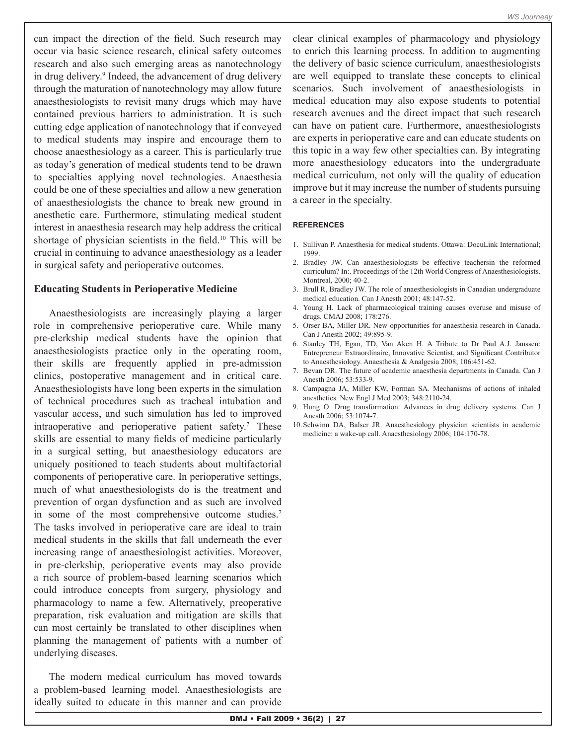can impact the direction of the field. Such research may occur via basic science research, clinical safety outcomes research and also such emerging areas as nanotechnology in drug delivery.[9] Indeed, the advancement of drug delivery through the maturation of nanotechnology may allow future anaesthesiologists to revisit many drugs which may have contained previous barriers to administration. It is such cutting edge application of nanotechnology that if conveyed to medical students may inspire and encourage them to choose anaesthesiology as a career. This is particularly true as today's generation of medical students tend to be drawn to specialties applying novel technologies. Anaesthesia could be one of these specialties and allow a new generation of anaesthesiologists the chance to break new ground in anesthetic care. Furthermore, stimulating medical student interest in anaesthesia research may help address the critical shortage of physician scientists in the field.[10] This will be crucial in continuing to advance anaesthesiology as a leader in surgical safety and perioperative outcomes.

### Educating Students in Perioperative Medicine

Anaesthesiologists are increasingly playing a larger role in comprehensive perioperative care. While many pre-clerkship medical students have the opinion that anaesthesiologists practice only in the operating room, their skills are frequently applied in pre-admission clinics, postoperative management and in critical care. Anaesthesiologists have long been experts in the simulation of technical procedures such as tracheal intubation and vascular access, and such simulation has led to improved intraoperative and perioperative patient safety.[7] These skills are essential to many fields of medicine particularly in a surgical setting, but anaesthesiology educators are uniquely positioned to teach students about multifactorial components of perioperative care. In perioperative settings, much of what anaesthesiologists do is the treatment and prevention of organ dysfunction and as such are involved in some of the most comprehensive outcome studies.[7] The tasks involved in perioperative care are ideal to train medical students in the skills that fall underneath the ever increasing range of anaesthesiologist activities. Moreover, in pre-clerkship, perioperative events may also provide a rich source of problem-based learning scenarios which could introduce concepts from surgery, physiology and pharmacology to name a few. Alternatively, preoperative preparation, risk evaluation and mitigation are skills that can most certainly be translated to other disciplines when planning the management of patients with a number of underlying diseases.

The modern medical curriculum has moved towards a problem-based learning model. Anaesthesiologists are ideally suited to educate in this manner and can provide clear clinical examples of pharmacology and physiology to enrich this learning process. In addition to augmenting the delivery of basic science curriculum, anaesthesiologists are well equipped to translate these concepts to clinical scenarios. Such involvement of anaesthesiologists in medical education may also expose students to potential research avenues and the direct impact that such research can have on patient care. Furthermore, anaesthesiologists are experts in perioperative care and can educate students on this topic in a way few other specialties can. By integrating more anaesthesiology educators into the undergraduate medical curriculum, not only will the quality of education improve but it may increase the number of students pursuing a career in the specialty.

#### REFERENCES

1. Sullivan P. Anaesthesia for medical students. Ottawa: DocuLink International; 1999.
2. Bradley JW. Can anaesthesiologists be effective teachersin the reformed curriculum? In:. Proceedings of the 12th World Congress of Anaesthesiologists. Montreal, 2000; 40-2.
3. Brull R, Bradley JW. The role of anaesthesiologists in Canadian undergraduate medical education. Can J Anesth 2001; 48:147-52.
4. Young H. Lack of pharmacological training causes overuse and misuse of drugs. CMAJ 2008; 178:276.
5. Orser BA, Miller DR. New opportunities for anaesthesia research in Canada. Can J Anesth 2002; 49:895-9.
6. Stanley TH, Egan, TD, Van Aken H. A Tribute to Dr Paul A.J. Janssen: Entrepreneur Extraordinaire, Innovative Scientist, and Significant Contributor to Anaesthesiology. Anaesthesia & Analgesia 2008; 106:451-62.
7. Bevan DR. The future of academic anaesthesia departments in Canada. Can J Anesth 2006; 53:533-9.
8. Campagna JA, Miller KW, Forman SA. Mechanisms of actions of inhaled anesthetics. New Engl J Med 2003; 348:2110-24.
9. Hung O. Drug transformation: Advances in drug delivery systems. Can J Anesth 2006; 53:1074-7.
10. Schwinn DA, Balser JR. Anaesthesiology physician scientists in academic medicine: a wake-up call. Anaesthesiology 2006; 104:170-78.